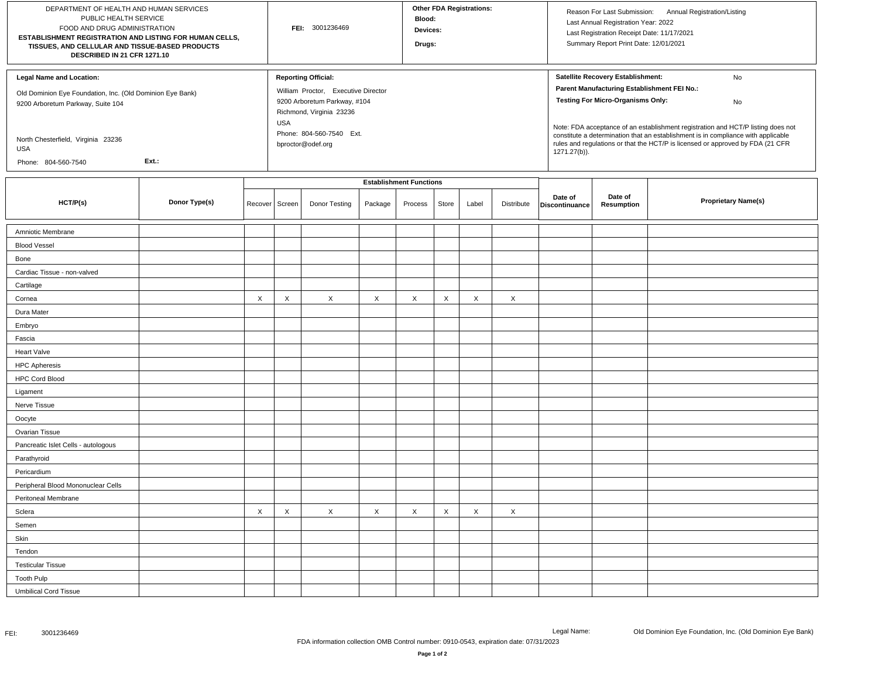DEPARTMENT OF HEALTH AND HUMAN SERVICES
PUBLIC HEALTH SERVICE
FOOD AND DRUG ADMINISTRATION
**ESTABLISHMENT REGISTRATION AND LISTING FOR HUMAN CELLS, TISSUES, AND CELLULAR AND TISSUE-BASED PRODUCTS DESCRIBED IN 21 CFR 1271.10**

**FEI:** 3001236469

**Other FDA Registrations:**
**Blood:**
**Devices:**
**Drugs:**

Reason For Last Submission: Annual Registration/Listing
Last Annual Registration Year: 2022
Last Registration Receipt Date: 11/17/2021
Summary Report Print Date: 12/01/2021

**Legal Name and Location:**

Old Dominion Eye Foundation, Inc. (Old Dominion Eye Bank)
9200 Arboretum Parkway, Suite 104

North Chesterfield, Virginia 23236
USA

Phone: 804-560-7540 **Ext.:**

**Reporting Official:**

William Proctor, Executive Director
9200 Arboretum Parkway, #104
Richmond, Virginia 23236
USA
Phone: 804-560-7540 Ext.
bproctor@odef.org

**Satellite Recovery Establishment:** No
**Parent Manufacturing Establishment FEI No.:**
**Testing For Micro-Organisms Only:** No

Note: FDA acceptance of an establishment registration and HCT/P listing does not constitute a determination that an establishment is in compliance with applicable rules and regulations or that the HCT/P is licensed or approved by FDA (21 CFR 1271.27(b)).

| HCT/P(s) | Donor Type(s) | Establishment Functions | | | | | | | | Date of Discontinuance | Date of Resumption | Proprietary Name(s) |
|---|---|---|---|---|---|---|---|---|---|---|---|---|
| | | Recover | Screen | Donor Testing | Package | Process | Store | Label | Distribute | | | |
| Amniotic Membrane | | | | | | | | | | | | |
| Blood Vessel | | | | | | | | | | | | |
| Bone | | | | | | | | | | | | |
| Cardiac Tissue - non-valved | | | | | | | | | | | | |
| Cartilage | | | | | | | | | | | | |
| Cornea | | X | X | X | X | X | X | X | X | | | |
| Dura Mater | | | | | | | | | | | | |
| Embryo | | | | | | | | | | | | |
| Fascia | | | | | | | | | | | | |
| Heart Valve | | | | | | | | | | | | |
| HPC Apheresis | | | | | | | | | | | | |
| HPC Cord Blood | | | | | | | | | | | | |
| Ligament | | | | | | | | | | | | |
| Nerve Tissue | | | | | | | | | | | | |
| Oocyte | | | | | | | | | | | | |
| Ovarian Tissue | | | | | | | | | | | | |
| Pancreatic Islet Cells - autologous | | | | | | | | | | | | |
| Parathyroid | | | | | | | | | | | | |
| Pericardium | | | | | | | | | | | | |
| Peripheral Blood Mononuclear Cells | | | | | | | | | | | | |
| Peritoneal Membrane | | | | | | | | | | | | |
| Sclera | | X | X | X | X | X | X | X | X | | | |
| Semen | | | | | | | | | | | | |
| Skin | | | | | | | | | | | | |
| Tendon | | | | | | | | | | | | |
| Testicular Tissue | | | | | | | | | | | | |
| Tooth Pulp | | | | | | | | | | | | |
| Umbilical Cord Tissue | | | | | | | | | | | | |

FDA information collection OMB Control number: 0910-0543, expiration date: 07/31/2023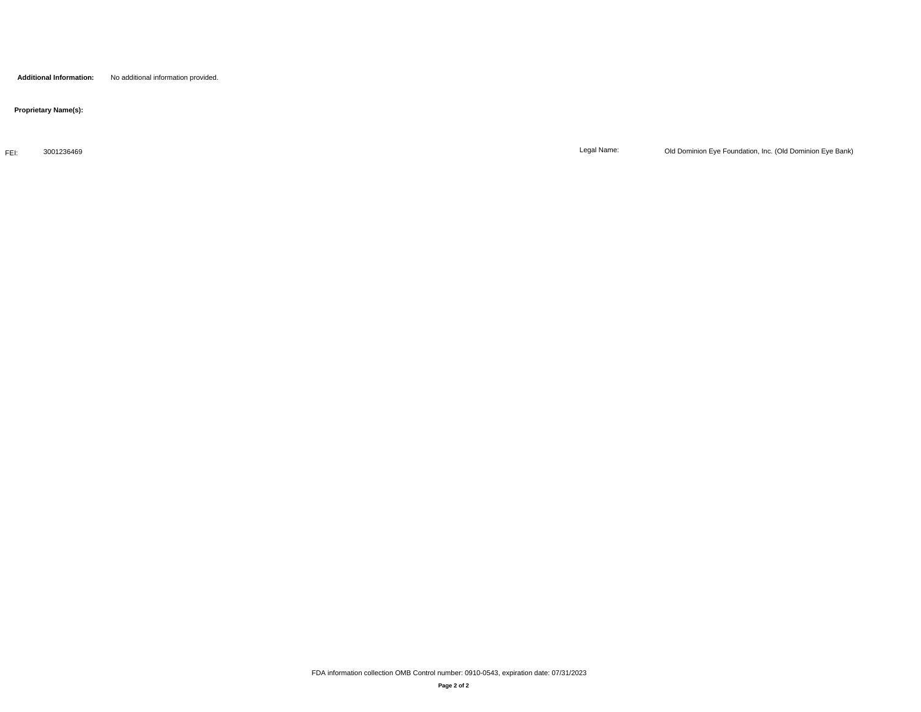**Additional Information:** No additional information provided.

**Proprietary Name(s):**

FEI: 3001236469

Legal Name: Old Dominion Eye Foundation, Inc. (Old Dominion Eye Bank)

FDA information collection OMB Control number: 0910-0543, expiration date: 07/31/2023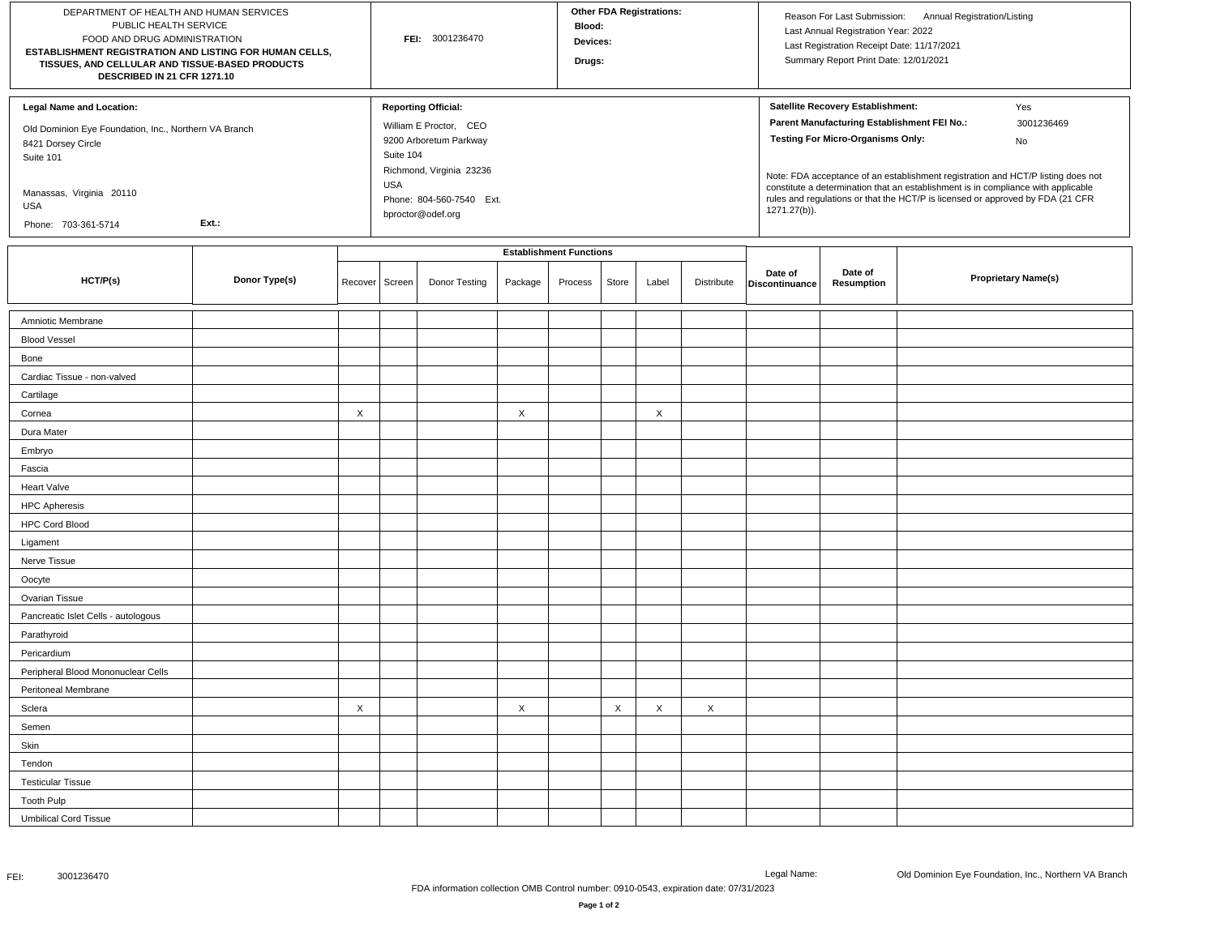DEPARTMENT OF HEALTH AND HUMAN SERVICES
PUBLIC HEALTH SERVICE
FOOD AND DRUG ADMINISTRATION
**ESTABLISHMENT REGISTRATION AND LISTING FOR HUMAN CELLS, TISSUES, AND CELLULAR AND TISSUE-BASED PRODUCTS DESCRIBED IN 21 CFR 1271.10**

**FEI:** 3001236470

**Other FDA Registrations:**
**Blood:**
**Devices:**
**Drugs:**

Reason For Last Submission: Annual Registration/Listing
Last Annual Registration Year: 2022
Last Registration Receipt Date: 11/17/2021
Summary Report Print Date: 12/01/2021

**Legal Name and Location:**

Old Dominion Eye Foundation, Inc., Northern VA Branch
8421 Dorsey Circle
Suite 101

Manassas, Virginia 20110
USA
Phone: 703-361-5714 **Ext.:**

**Reporting Official:**

William E Proctor, CEO
9200 Arboretum Parkway
Suite 104
Richmond, Virginia 23236
USA
Phone: 804-560-7540 Ext.
bproctor@odef.org

**Satellite Recovery Establishment:** Yes
**Parent Manufacturing Establishment FEI No.:** 3001236469
**Testing For Micro-Organisms Only:** No

Note: FDA acceptance of an establishment registration and HCT/P listing does not constitute a determination that an establishment is in compliance with applicable rules and regulations or that the HCT/P is licensed or approved by FDA (21 CFR 1271.27(b)).

| HCT/P(s) | Donor Type(s) | Establishment Functions | | | | | | | | Date of Discontinuance | Date of Resumption | Proprietary Name(s) |
|---|---|---|---|---|---|---|---|---|---|---|---|---|
| | | Recover | Screen | Donor Testing | Package | Process | Store | Label | Distribute | | | |
| Amniotic Membrane | | | | | | | | | | | | |
| Blood Vessel | | | | | | | | | | | | |
| Bone | | | | | | | | | | | | |
| Cardiac Tissue - non-valved | | | | | | | | | | | | |
| Cartilage | | | | | | | | | | | | |
| Cornea | | X | | | X | | | X | | | | |
| Dura Mater | | | | | | | | | | | | |
| Embryo | | | | | | | | | | | | |
| Fascia | | | | | | | | | | | | |
| Heart Valve | | | | | | | | | | | | |
| HPC Apheresis | | | | | | | | | | | | |
| HPC Cord Blood | | | | | | | | | | | | |
| Ligament | | | | | | | | | | | | |
| Nerve Tissue | | | | | | | | | | | | |
| Oocyte | | | | | | | | | | | | |
| Ovarian Tissue | | | | | | | | | | | | |
| Pancreatic Islet Cells - autologous | | | | | | | | | | | | |
| Parathyroid | | | | | | | | | | | | |
| Pericardium | | | | | | | | | | | | |
| Peripheral Blood Mononuclear Cells | | | | | | | | | | | | |
| Peritoneal Membrane | | | | | | | | | | | | |
| Sclera | | X | | | X | | X | X | X | | | |
| Semen | | | | | | | | | | | | |
| Skin | | | | | | | | | | | | |
| Tendon | | | | | | | | | | | | |
| Testicular Tissue | | | | | | | | | | | | |
| Tooth Pulp | | | | | | | | | | | | |
| Umbilical Cord Tissue | | | | | | | | | | | | |

FEI: 3001236470 Legal Name: Old Dominion Eye Foundation, Inc., Northern VA Branch

FDA information collection OMB Control number: 0910-0543, expiration date: 07/31/2023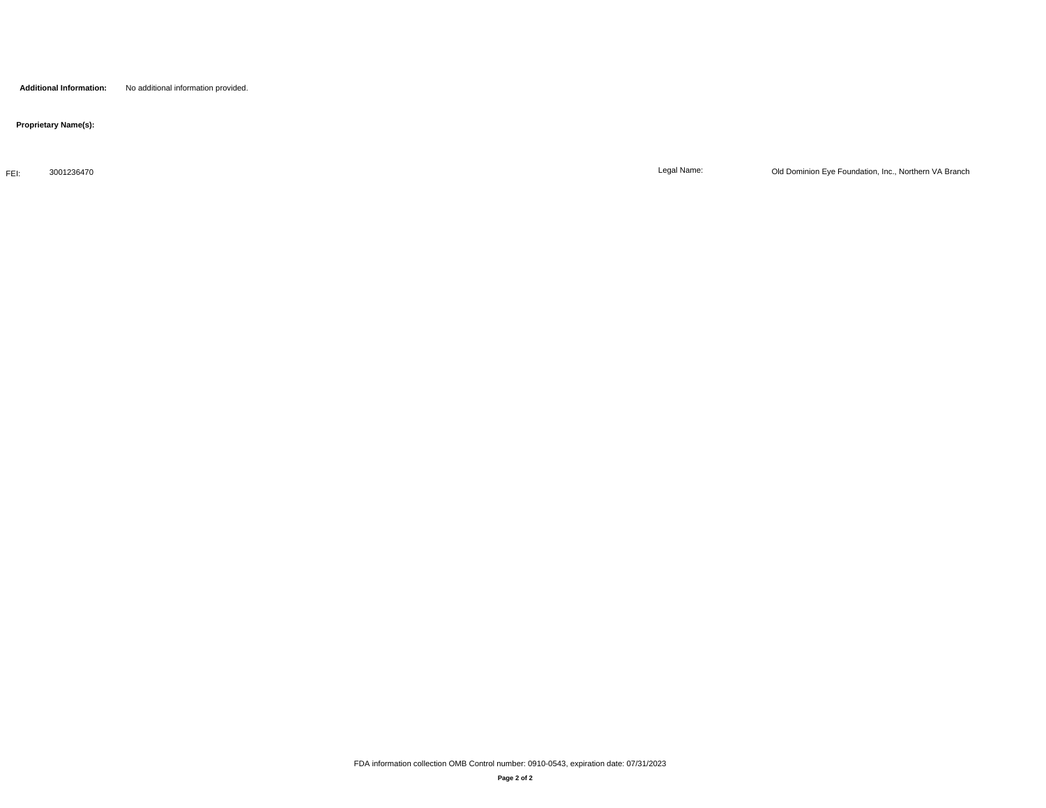**Additional Information:** No additional information provided.

**Proprietary Name(s):**

| FEI: | 3001236470 | Legal Name: | Old Dominion Eye Foundation, Inc., Northern VA Branch |
|---|---|---|---|

FDA information collection OMB Control number: 0910-0543, expiration date: 07/31/2023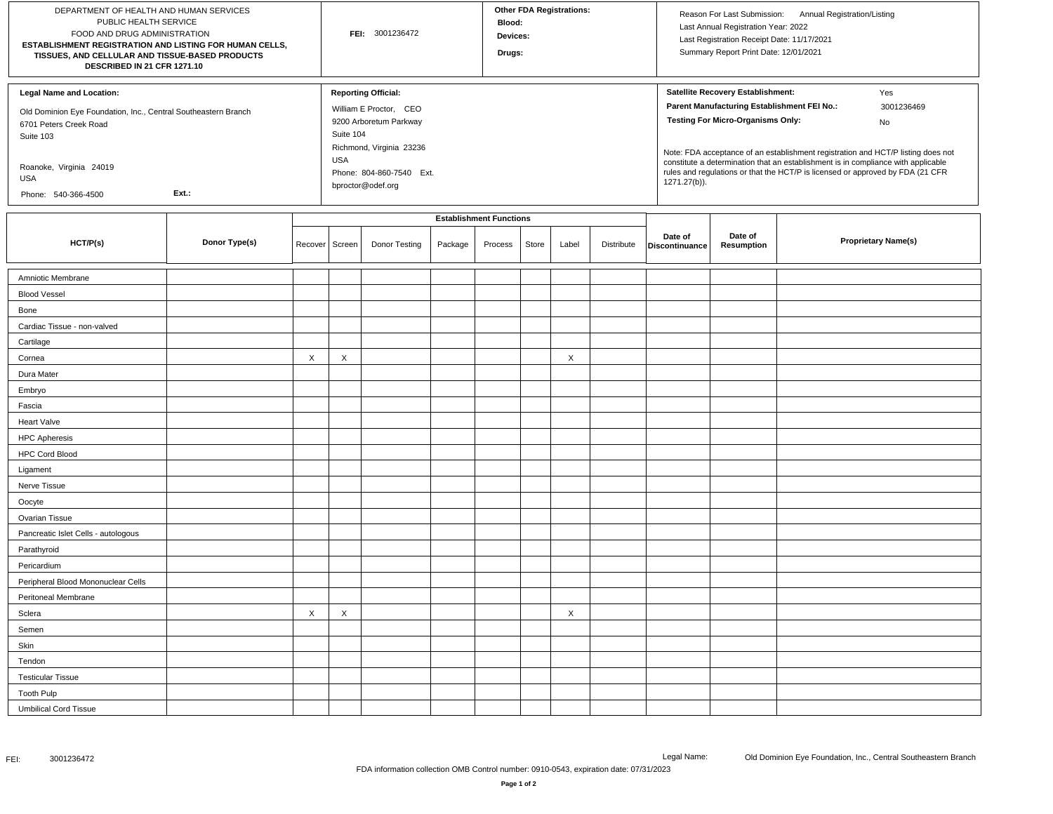| DEPARTMENT OF HEALTH AND HUMAN SERVICES<br>PUBLIC HEALTH SERVICE<br>FOOD AND DRUG ADMINISTRATION<br>**ESTABLISHMENT REGISTRATION AND LISTING FOR HUMAN CELLS, TISSUES, AND CELLULAR AND TISSUE-BASED PRODUCTS DESCRIBED IN 21 CFR 1271.10** | **FEI:** 3001236472 | **Other FDA Registrations:**<br>**Blood:**<br>**Devices:**<br>**Drugs:** | Reason For Last Submission: Annual Registration/Listing<br>Last Annual Registration Year: 2022<br>Last Registration Receipt Date: 11/17/2021<br>Summary Report Print Date: 12/01/2021 |
|---|---|---|---|

| **Legal Name and Location:** | **Reporting Official:** | |
|---|---|---|
| Old Dominion Eye Foundation, Inc., Central Southeastern Branch<br>6701 Peters Creek Road<br>Suite 103<br><br>Roanoke, Virginia 24019<br>USA<br>Phone: 540-366-4500 **Ext.:** | William E Proctor, CEO<br>9200 Arboretum Parkway<br>Suite 104<br>Richmond, Virginia 23236<br>USA<br>Phone: 804-860-7540 Ext.<br>bproctor@odef.org | **Satellite Recovery Establishment:** Yes<br>**Parent Manufacturing Establishment FEI No.:** 3001236469<br>**Testing For Micro-Organisms Only:** No<br><br>Note: FDA acceptance of an establishment registration and HCT/P listing does not constitute a determination that an establishment is in compliance with applicable rules and regulations or that the HCT/P is licensed or approved by FDA (21 CFR 1271.27(b)). |

| HCT/P(s) | Donor Type(s) | Establishment Functions | | | | | | | | Date of Discontinuance | Date of Resumption | Proprietary Name(s) |
|---|---|---|---|---|---|---|---|---|---|---|---|---|
| | | Recover | Screen | Donor Testing | Package | Process | Store | Label | Distribute | | | |
| Amniotic Membrane | | | | | | | | | | | | |
| Blood Vessel | | | | | | | | | | | | |
| Bone | | | | | | | | | | | | |
| Cardiac Tissue - non-valved | | | | | | | | | | | | |
| Cartilage | | | | | | | | | | | | |
| Cornea | | X | X | | | | | X | | | | |
| Dura Mater | | | | | | | | | | | | |
| Embryo | | | | | | | | | | | | |
| Fascia | | | | | | | | | | | | |
| Heart Valve | | | | | | | | | | | | |
| HPC Apheresis | | | | | | | | | | | | |
| HPC Cord Blood | | | | | | | | | | | | |
| Ligament | | | | | | | | | | | | |
| Nerve Tissue | | | | | | | | | | | | |
| Oocyte | | | | | | | | | | | | |
| Ovarian Tissue | | | | | | | | | | | | |
| Pancreatic Islet Cells - autologous | | | | | | | | | | | | |
| Parathyroid | | | | | | | | | | | | |
| Pericardium | | | | | | | | | | | | |
| Peripheral Blood Mononuclear Cells | | | | | | | | | | | | |
| Peritoneal Membrane | | | | | | | | | | | | |
| Sclera | | X | X | | | | | X | | | | |
| Semen | | | | | | | | | | | | |
| Skin | | | | | | | | | | | | |
| Tendon | | | | | | | | | | | | |
| Testicular Tissue | | | | | | | | | | | | |
| Tooth Pulp | | | | | | | | | | | | |
| Umbilical Cord Tissue | | | | | | | | | | | | |

FEI: 3001236472 Legal Name: Old Dominion Eye Foundation, Inc., Central Southeastern Branch

FDA information collection OMB Control number: 0910-0543, expiration date: 07/31/2023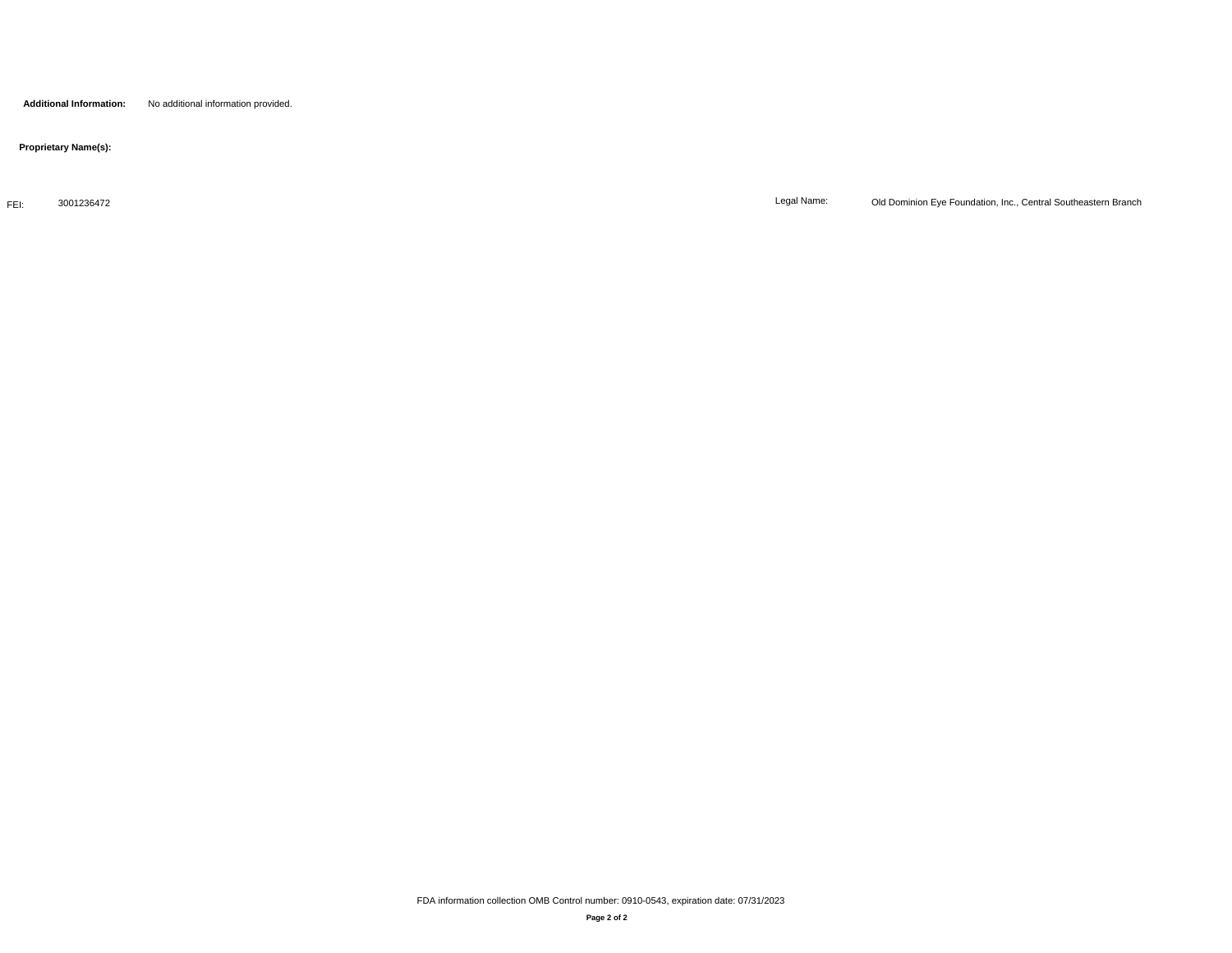**Additional Information:** No additional information provided.

**Proprietary Name(s):**

FEI: 3001236472

Legal Name: Old Dominion Eye Foundation, Inc., Central Southeastern Branch

FDA information collection OMB Control number: 0910-0543, expiration date: 07/31/2023